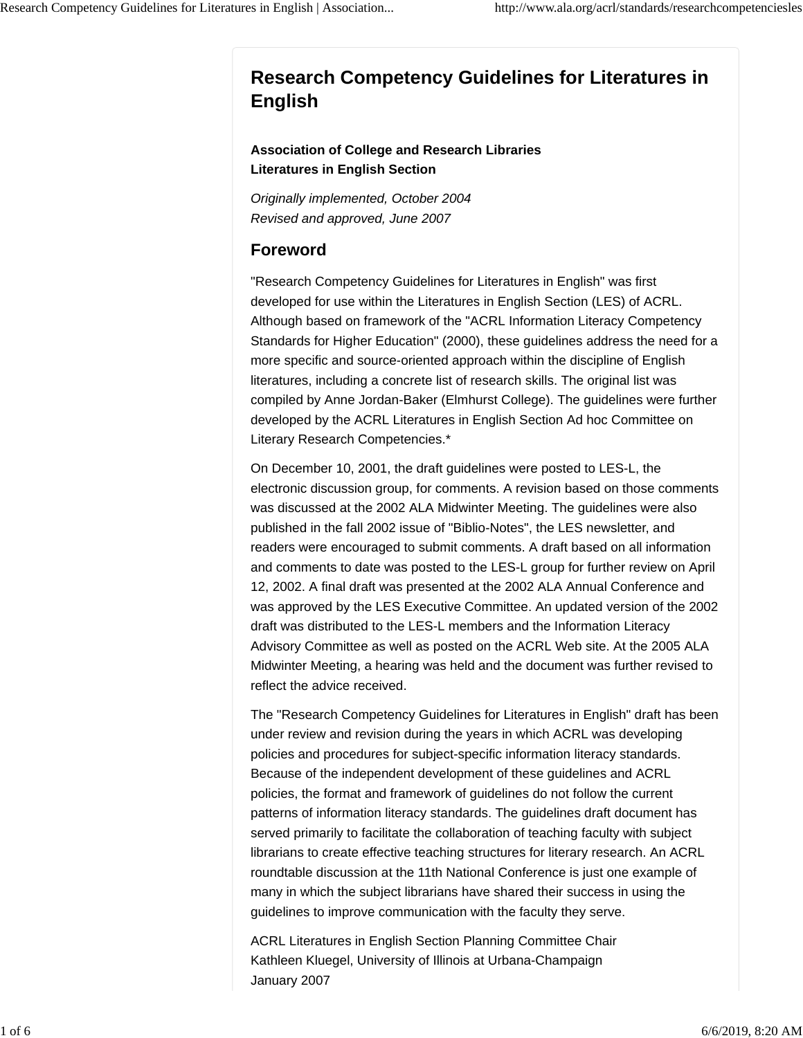# Research Competency Guidelines for Literatures in English

**Association of College and Research Libraries**
**Literatures in English Section**

*Originally implemented, October 2004*
*Revised and approved, June 2007*

## Foreword

"Research Competency Guidelines for Literatures in English" was first developed for use within the Literatures in English Section (LES) of ACRL. Although based on framework of the "ACRL Information Literacy Competency Standards for Higher Education" (2000), these guidelines address the need for a more specific and source-oriented approach within the discipline of English literatures, including a concrete list of research skills. The original list was compiled by Anne Jordan-Baker (Elmhurst College). The guidelines were further developed by the ACRL Literatures in English Section Ad hoc Committee on Literary Research Competencies.*

On December 10, 2001, the draft guidelines were posted to LES-L, the electronic discussion group, for comments. A revision based on those comments was discussed at the 2002 ALA Midwinter Meeting. The guidelines were also published in the fall 2002 issue of "Biblio-Notes", the LES newsletter, and readers were encouraged to submit comments. A draft based on all information and comments to date was posted to the LES-L group for further review on April 12, 2002. A final draft was presented at the 2002 ALA Annual Conference and was approved by the LES Executive Committee. An updated version of the 2002 draft was distributed to the LES-L members and the Information Literacy Advisory Committee as well as posted on the ACRL Web site. At the 2005 ALA Midwinter Meeting, a hearing was held and the document was further revised to reflect the advice received.

The "Research Competency Guidelines for Literatures in English" draft has been under review and revision during the years in which ACRL was developing policies and procedures for subject-specific information literacy standards. Because of the independent development of these guidelines and ACRL policies, the format and framework of guidelines do not follow the current patterns of information literacy standards. The guidelines draft document has served primarily to facilitate the collaboration of teaching faculty with subject librarians to create effective teaching structures for literary research. An ACRL roundtable discussion at the 11th National Conference is just one example of many in which the subject librarians have shared their success in using the guidelines to improve communication with the faculty they serve.

ACRL Literatures in English Section Planning Committee Chair
Kathleen Kluegel, University of Illinois at Urbana-Champaign
January 2007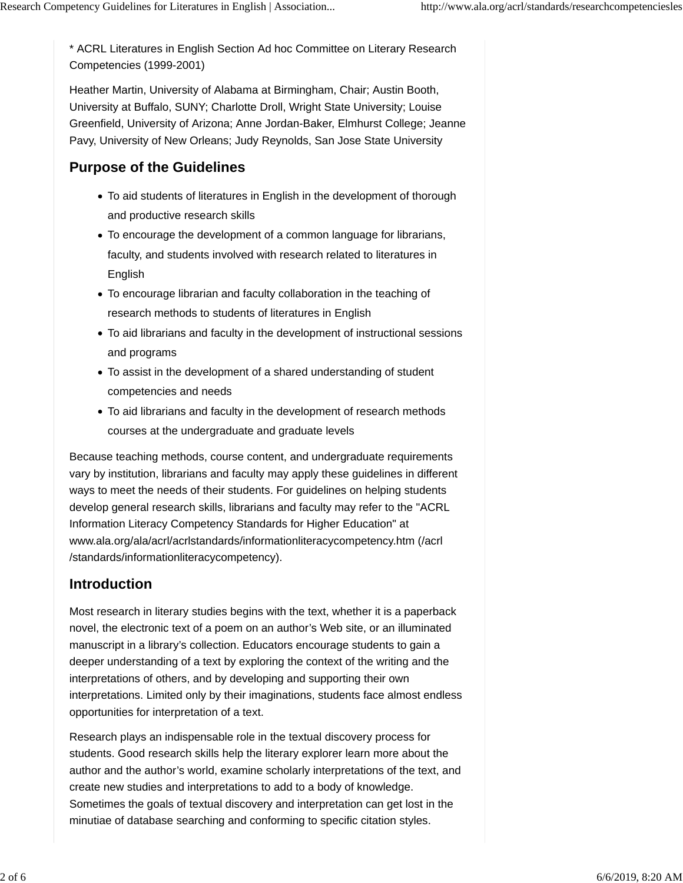* ACRL Literatures in English Section Ad hoc Committee on Literary Research Competencies (1999-2001)

Heather Martin, University of Alabama at Birmingham, Chair; Austin Booth, University at Buffalo, SUNY; Charlotte Droll, Wright State University; Louise Greenfield, University of Arizona; Anne Jordan-Baker, Elmhurst College; Jeanne Pavy, University of New Orleans; Judy Reynolds, San Jose State University

## Purpose of the Guidelines

- To aid students of literatures in English in the development of thorough and productive research skills
- To encourage the development of a common language for librarians, faculty, and students involved with research related to literatures in English
- To encourage librarian and faculty collaboration in the teaching of research methods to students of literatures in English
- To aid librarians and faculty in the development of instructional sessions and programs
- To assist in the development of a shared understanding of student competencies and needs
- To aid librarians and faculty in the development of research methods courses at the undergraduate and graduate levels

Because teaching methods, course content, and undergraduate requirements vary by institution, librarians and faculty may apply these guidelines in different ways to meet the needs of their students. For guidelines on helping students develop general research skills, librarians and faculty may refer to the "ACRL Information Literacy Competency Standards for Higher Education" at www.ala.org/ala/acrl/acrlstandards/informationliteracycompetency.htm (/acrl/standards/informationliteracycompetency).

## Introduction

Most research in literary studies begins with the text, whether it is a paperback novel, the electronic text of a poem on an author's Web site, or an illuminated manuscript in a library's collection. Educators encourage students to gain a deeper understanding of a text by exploring the context of the writing and the interpretations of others, and by developing and supporting their own interpretations. Limited only by their imaginations, students face almost endless opportunities for interpretation of a text.

Research plays an indispensable role in the textual discovery process for students. Good research skills help the literary explorer learn more about the author and the author's world, examine scholarly interpretations of the text, and create new studies and interpretations to add to a body of knowledge. Sometimes the goals of textual discovery and interpretation can get lost in the minutiae of database searching and conforming to specific citation styles.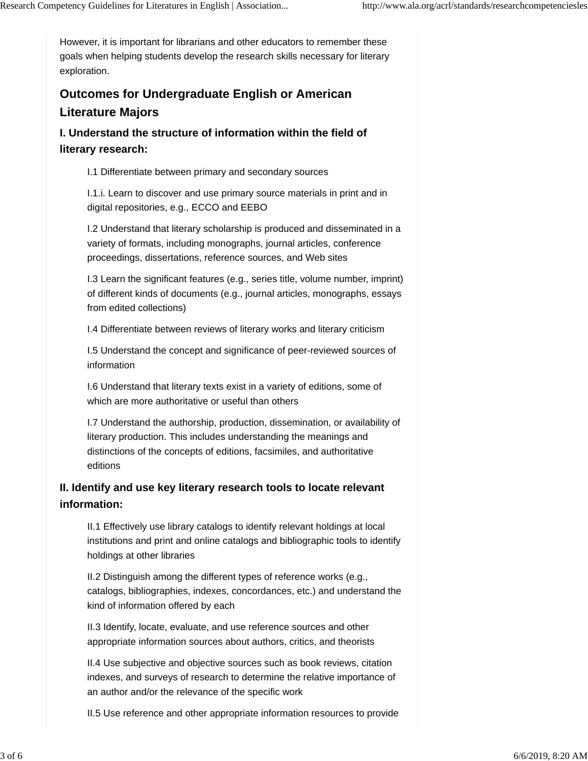However, it is important for librarians and other educators to remember these goals when helping students develop the research skills necessary for literary exploration.

## Outcomes for Undergraduate English or American Literature Majors

### I. Understand the structure of information within the field of literary research:

I.1 Differentiate between primary and secondary sources

I.1.i. Learn to discover and use primary source materials in print and in digital repositories, e.g., ECCO and EEBO

I.2 Understand that literary scholarship is produced and disseminated in a variety of formats, including monographs, journal articles, conference proceedings, dissertations, reference sources, and Web sites

I.3 Learn the significant features (e.g., series title, volume number, imprint) of different kinds of documents (e.g., journal articles, monographs, essays from edited collections)

I.4 Differentiate between reviews of literary works and literary criticism

I.5 Understand the concept and significance of peer-reviewed sources of information

I.6 Understand that literary texts exist in a variety of editions, some of which are more authoritative or useful than others

I.7 Understand the authorship, production, dissemination, or availability of literary production. This includes understanding the meanings and distinctions of the concepts of editions, facsimiles, and authoritative editions

### II. Identify and use key literary research tools to locate relevant information:

II.1 Effectively use library catalogs to identify relevant holdings at local institutions and print and online catalogs and bibliographic tools to identify holdings at other libraries

II.2 Distinguish among the different types of reference works (e.g., catalogs, bibliographies, indexes, concordances, etc.) and understand the kind of information offered by each

II.3 Identify, locate, evaluate, and use reference sources and other appropriate information sources about authors, critics, and theorists

II.4 Use subjective and objective sources such as book reviews, citation indexes, and surveys of research to determine the relative importance of an author and/or the relevance of the specific work

II.5 Use reference and other appropriate information resources to provide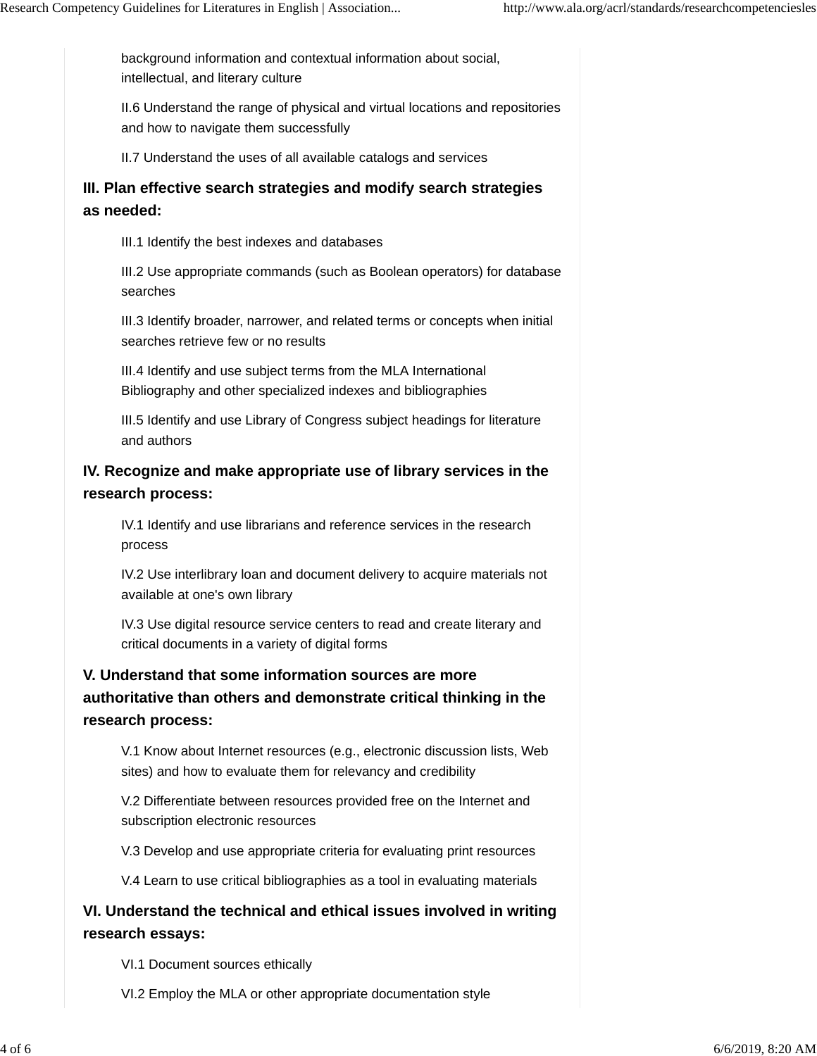background information and contextual information about social, intellectual, and literary culture

II.6 Understand the range of physical and virtual locations and repositories and how to navigate them successfully

II.7 Understand the uses of all available catalogs and services

### III. Plan effective search strategies and modify search strategies as needed:

III.1 Identify the best indexes and databases

III.2 Use appropriate commands (such as Boolean operators) for database searches

III.3 Identify broader, narrower, and related terms or concepts when initial searches retrieve few or no results

III.4 Identify and use subject terms from the MLA International Bibliography and other specialized indexes and bibliographies

III.5 Identify and use Library of Congress subject headings for literature and authors

### IV. Recognize and make appropriate use of library services in the research process:

IV.1 Identify and use librarians and reference services in the research process

IV.2 Use interlibrary loan and document delivery to acquire materials not available at one's own library

IV.3 Use digital resource service centers to read and create literary and critical documents in a variety of digital forms

### V. Understand that some information sources are more authoritative than others and demonstrate critical thinking in the research process:

V.1 Know about Internet resources (e.g., electronic discussion lists, Web sites) and how to evaluate them for relevancy and credibility

V.2 Differentiate between resources provided free on the Internet and subscription electronic resources

V.3 Develop and use appropriate criteria for evaluating print resources

V.4 Learn to use critical bibliographies as a tool in evaluating materials

### VI. Understand the technical and ethical issues involved in writing research essays:

VI.1 Document sources ethically

VI.2 Employ the MLA or other appropriate documentation style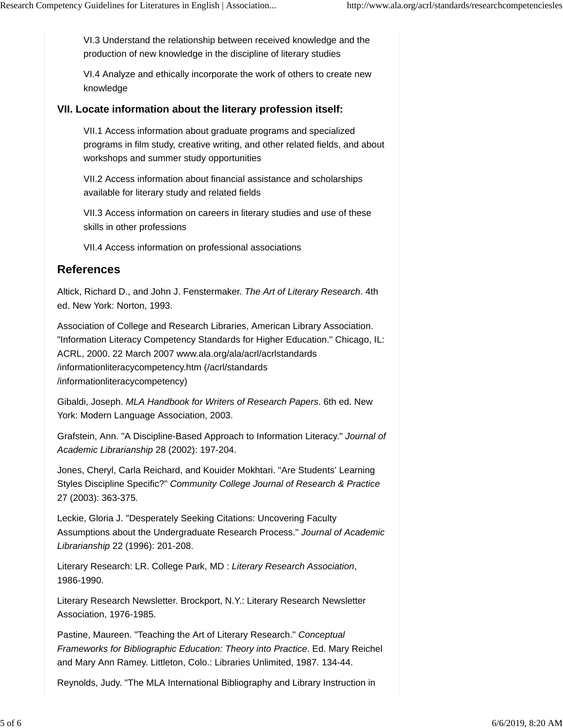VI.3 Understand the relationship between received knowledge and the production of new knowledge in the discipline of literary studies

VI.4 Analyze and ethically incorporate the work of others to create new knowledge

### VII. Locate information about the literary profession itself:

VII.1 Access information about graduate programs and specialized programs in film study, creative writing, and other related fields, and about workshops and summer study opportunities

VII.2 Access information about financial assistance and scholarships available for literary study and related fields

VII.3 Access information on careers in literary studies and use of these skills in other professions

VII.4 Access information on professional associations

## References

Altick, Richard D., and John J. Fenstermaker. *The Art of Literary Research*. 4th ed. New York: Norton, 1993.

Association of College and Research Libraries, American Library Association. "Information Literacy Competency Standards for Higher Education." Chicago, IL: ACRL, 2000. 22 March 2007 www.ala.org/ala/acrl/acrlstandards/informationliteracycompetency.htm (/acrl/standards/informationliteracycompetency)

Gibaldi, Joseph. *MLA Handbook for Writers of Research Papers*. 6th ed. New York: Modern Language Association, 2003.

Grafstein, Ann. "A Discipline-Based Approach to Information Literacy." *Journal of Academic Librarianship* 28 (2002): 197-204.

Jones, Cheryl, Carla Reichard, and Kouider Mokhtari. "Are Students' Learning Styles Discipline Specific?" *Community College Journal of Research & Practice* 27 (2003): 363-375.

Leckie, Gloria J. "Desperately Seeking Citations: Uncovering Faculty Assumptions about the Undergraduate Research Process." *Journal of Academic Librarianship* 22 (1996): 201-208.

Literary Research: LR. College Park, MD : *Literary Research Association*, 1986-1990.

Literary Research Newsletter. Brockport, N.Y.: Literary Research Newsletter Association, 1976-1985.

Pastine, Maureen. "Teaching the Art of Literary Research." *Conceptual Frameworks for Bibliographic Education: Theory into Practice*. Ed. Mary Reichel and Mary Ann Ramey. Littleton, Colo.: Libraries Unlimited, 1987. 134-44.

Reynolds, Judy. "The MLA International Bibliography and Library Instruction in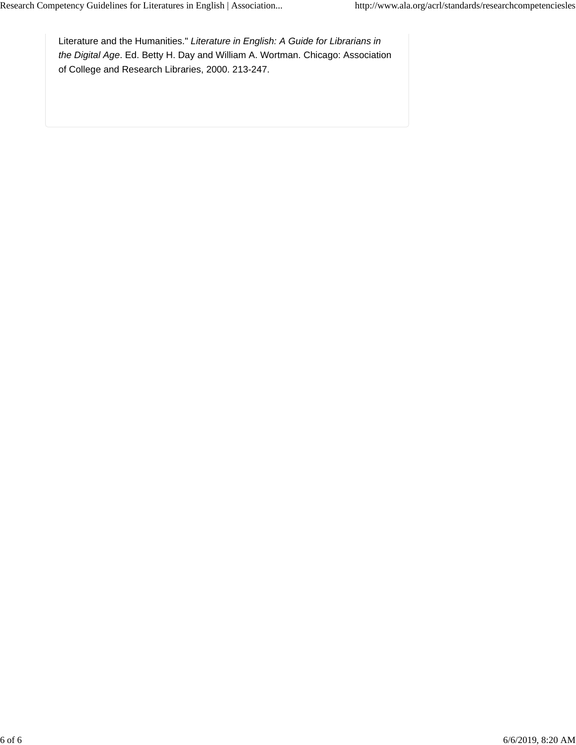Literature and the Humanities." *Literature in English: A Guide for Librarians in the Digital Age*. Ed. Betty H. Day and William A. Wortman. Chicago: Association of College and Research Libraries, 2000. 213-247.